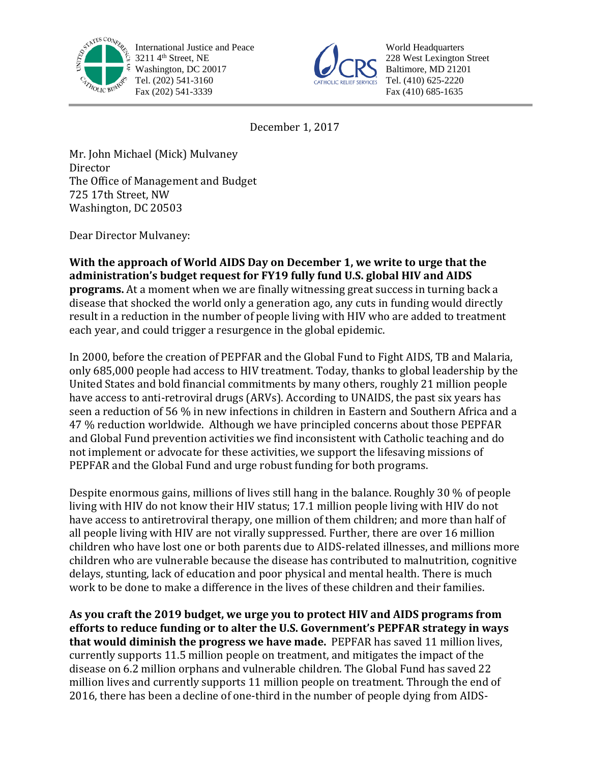International Justice and Peace
3211 4th Street, NE
Washington, DC 20017
Tel. (202) 541-3160
Fax (202) 541-3339

World Headquarters
228 West Lexington Street
Baltimore, MD 21201
Tel. (410) 625-2220
Fax (410) 685-1635

December 1, 2017

Mr. John Michael (Mick) Mulvaney
Director
The Office of Management and Budget
725 17th Street, NW
Washington, DC 20503

Dear Director Mulvaney:

**With the approach of World AIDS Day on December 1, we write to urge that the administration's budget request for FY19 fully fund U.S. global HIV and AIDS programs.** At a moment when we are finally witnessing great success in turning back a disease that shocked the world only a generation ago, any cuts in funding would directly result in a reduction in the number of people living with HIV who are added to treatment each year, and could trigger a resurgence in the global epidemic.

In 2000, before the creation of PEPFAR and the Global Fund to Fight AIDS, TB and Malaria, only 685,000 people had access to HIV treatment. Today, thanks to global leadership by the United States and bold financial commitments by many others, roughly 21 million people have access to anti-retroviral drugs (ARVs). According to UNAIDS, the past six years has seen a reduction of 56 % in new infections in children in Eastern and Southern Africa and a 47 % reduction worldwide. Although we have principled concerns about those PEPFAR and Global Fund prevention activities we find inconsistent with Catholic teaching and do not implement or advocate for these activities, we support the lifesaving missions of PEPFAR and the Global Fund and urge robust funding for both programs.

Despite enormous gains, millions of lives still hang in the balance. Roughly 30 % of people living with HIV do not know their HIV status; 17.1 million people living with HIV do not have access to antiretroviral therapy, one million of them children; and more than half of all people living with HIV are not virally suppressed. Further, there are over 16 million children who have lost one or both parents due to AIDS-related illnesses, and millions more children who are vulnerable because the disease has contributed to malnutrition, cognitive delays, stunting, lack of education and poor physical and mental health. There is much work to be done to make a difference in the lives of these children and their families.

**As you craft the 2019 budget, we urge you to protect HIV and AIDS programs from efforts to reduce funding or to alter the U.S. Government's PEPFAR strategy in ways that would diminish the progress we have made.** PEPFAR has saved 11 million lives, currently supports 11.5 million people on treatment, and mitigates the impact of the disease on 6.2 million orphans and vulnerable children. The Global Fund has saved 22 million lives and currently supports 11 million people on treatment. Through the end of 2016, there has been a decline of one-third in the number of people dying from AIDS-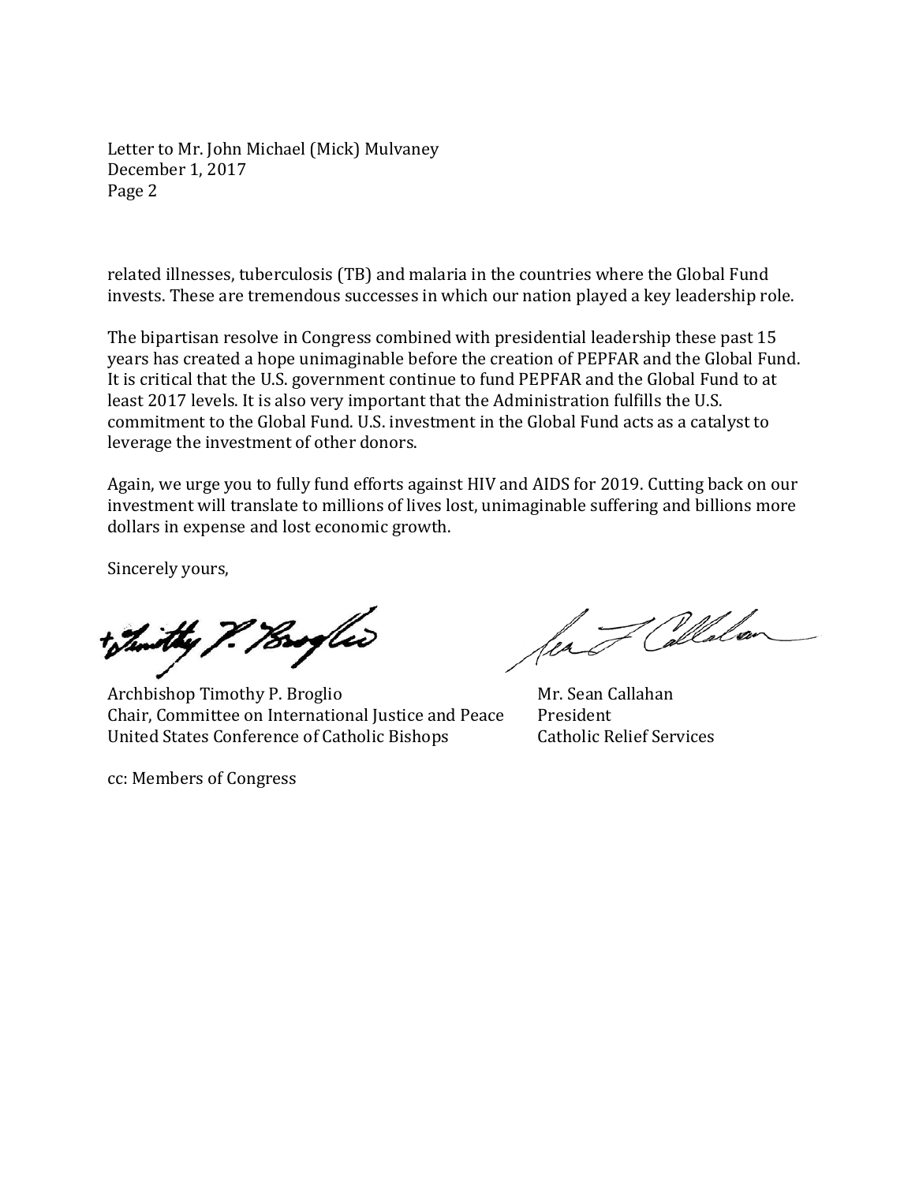related illnesses, tuberculosis (TB) and malaria in the countries where the Global Fund invests. These are tremendous successes in which our nation played a key leadership role.

The bipartisan resolve in Congress combined with presidential leadership these past 15 years has created a hope unimaginable before the creation of PEPFAR and the Global Fund. It is critical that the U.S. government continue to fund PEPFAR and the Global Fund to at least 2017 levels. It is also very important that the Administration fulfills the U.S. commitment to the Global Fund. U.S. investment in the Global Fund acts as a catalyst to leverage the investment of other donors.

Again, we urge you to fully fund efforts against HIV and AIDS for 2019. Cutting back on our investment will translate to millions of lives lost, unimaginable suffering and billions more dollars in expense and lost economic growth.

Sincerely yours,

Archbishop Timothy P. Broglio
Chair, Committee on International Justice and Peace
United States Conference of Catholic Bishops

Mr. Sean Callahan
President
Catholic Relief Services

cc: Members of Congress